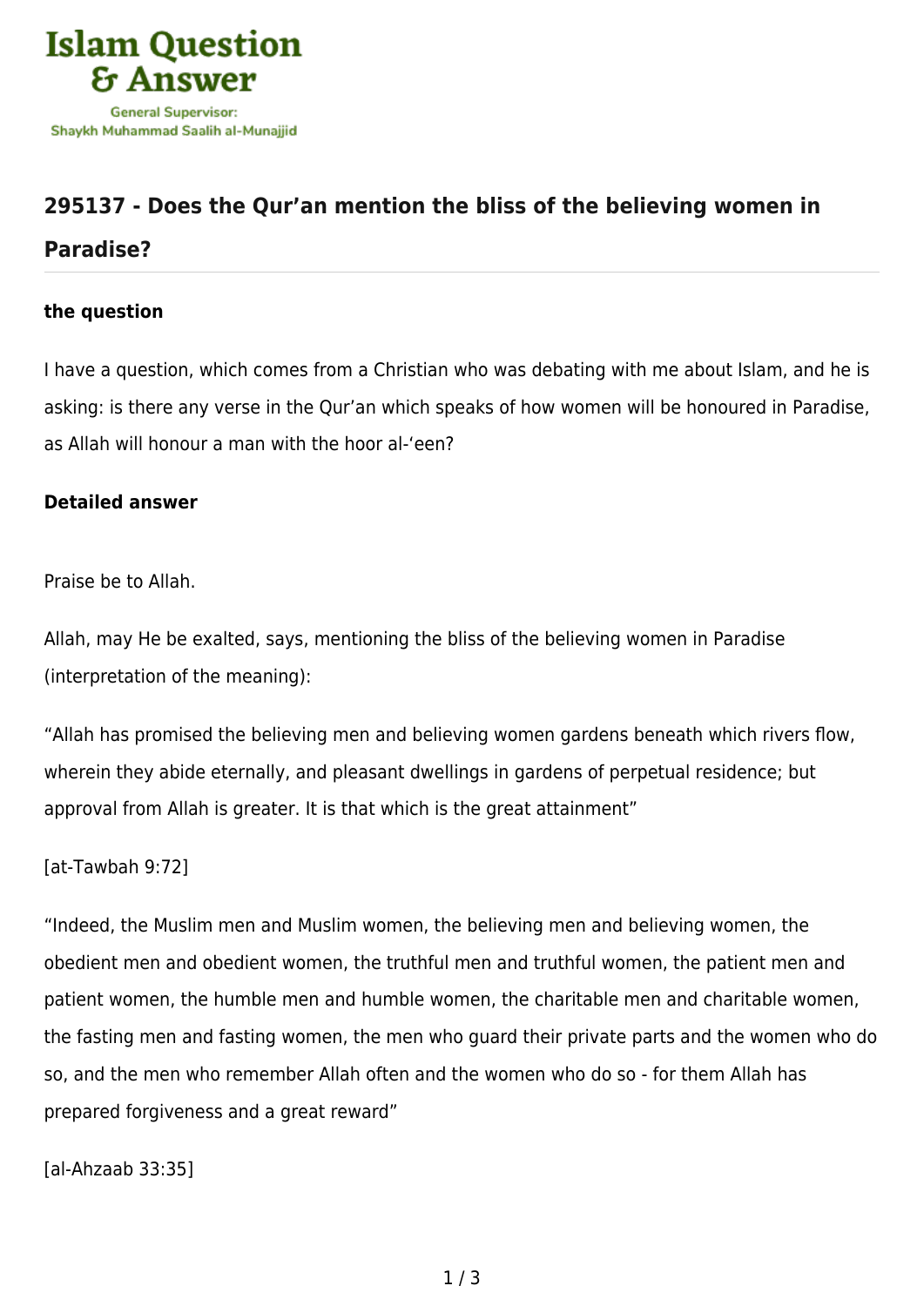Islam Question & Answer

General Supervisor: Shaykh Muhammad Saalih al-Munajjid

## 295137 - Does the Qur'an mention the bliss of the believing women in Paradise?

### the question

I have a question, which comes from a Christian who was debating with me about Islam, and he is asking: is there any verse in the Qur'an which speaks of how women will be honoured in Paradise, as Allah will honour a man with the hoor al-'een?

### Detailed answer

Praise be to Allah.

Allah, may He be exalted, says, mentioning the bliss of the believing women in Paradise (interpretation of the meaning):

"Allah has promised the believing men and believing women gardens beneath which rivers flow, wherein they abide eternally, and pleasant dwellings in gardens of perpetual residence; but approval from Allah is greater. It is that which is the great attainment"

[at-Tawbah 9:72]

"Indeed, the Muslim men and Muslim women, the believing men and believing women, the obedient men and obedient women, the truthful men and truthful women, the patient men and patient women, the humble men and humble women, the charitable men and charitable women, the fasting men and fasting women, the men who guard their private parts and the women who do so, and the men who remember Allah often and the women who do so - for them Allah has prepared forgiveness and a great reward"

[al-Ahzaab 33:35]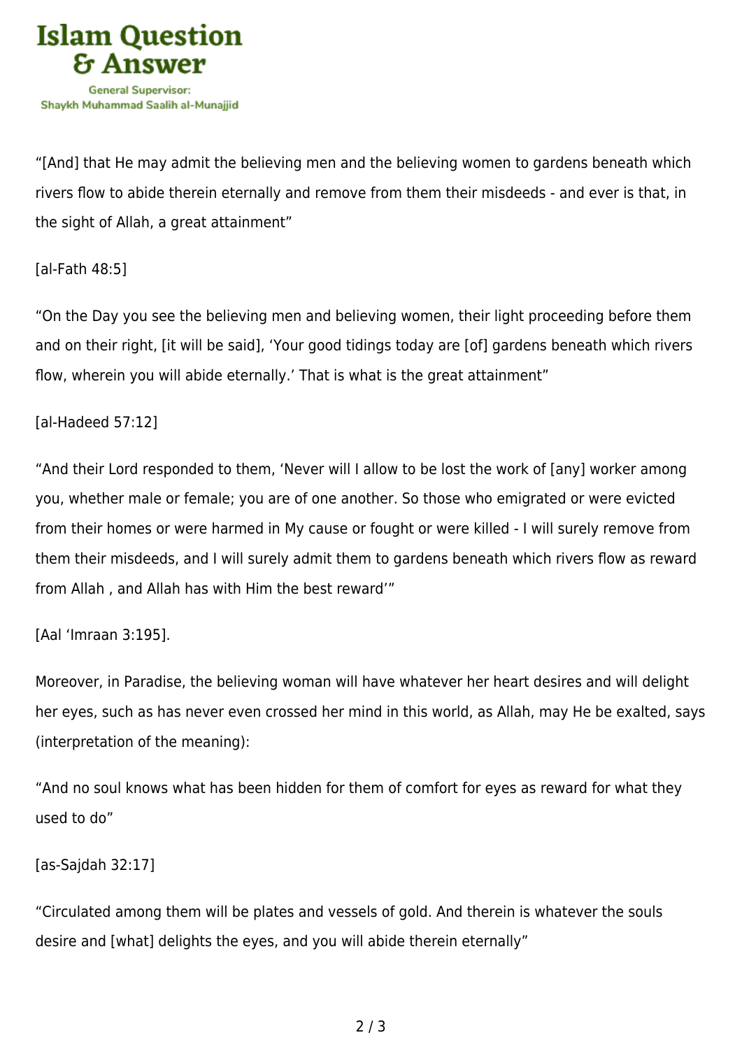“[And] that He may admit the believing men and the believing women to gardens beneath which rivers flow to abide therein eternally and remove from them their misdeeds - and ever is that, in the sight of Allah, a great attainment”

[al-Fath 48:5]

“On the Day you see the believing men and believing women, their light proceeding before them and on their right, [it will be said], ‘Your good tidings today are [of] gardens beneath which rivers flow, wherein you will abide eternally.’ That is what is the great attainment”

[al-Hadeed 57:12]

“And their Lord responded to them, ‘Never will I allow to be lost the work of [any] worker among you, whether male or female; you are of one another. So those who emigrated or were evicted from their homes or were harmed in My cause or fought or were killed - I will surely remove from them their misdeeds, and I will surely admit them to gardens beneath which rivers flow as reward from Allah , and Allah has with Him the best reward’”

[Aal ‘Imraan 3:195].

Moreover, in Paradise, the believing woman will have whatever her heart desires and will delight her eyes, such as has never even crossed her mind in this world, as Allah, may He be exalted, says (interpretation of the meaning):

“And no soul knows what has been hidden for them of comfort for eyes as reward for what they used to do”

[as-Sajdah 32:17]

“Circulated among them will be plates and vessels of gold. And therein is whatever the souls desire and [what] delights the eyes, and you will abide therein eternally”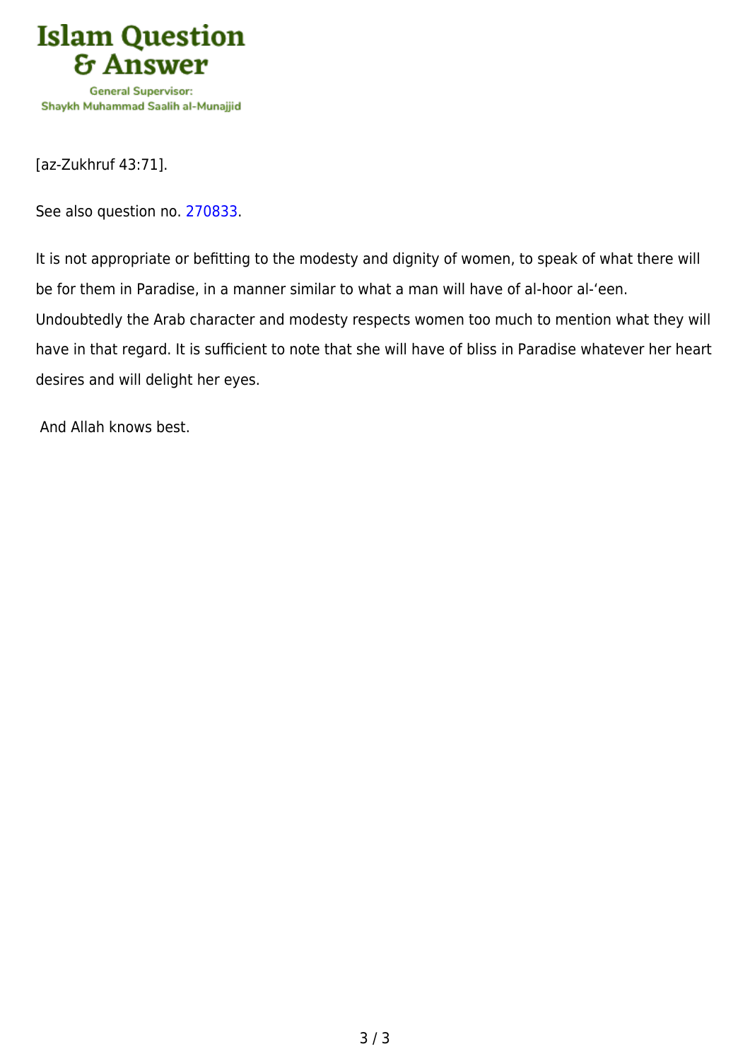[az-Zukhruf 43:71].

See also question no. 270833.

It is not appropriate or befitting to the modesty and dignity of women, to speak of what there will be for them in Paradise, in a manner similar to what a man will have of al-hoor al-‘een. Undoubtedly the Arab character and modesty respects women too much to mention what they will have in that regard. It is sufficient to note that she will have of bliss in Paradise whatever her heart desires and will delight her eyes.

And Allah knows best.